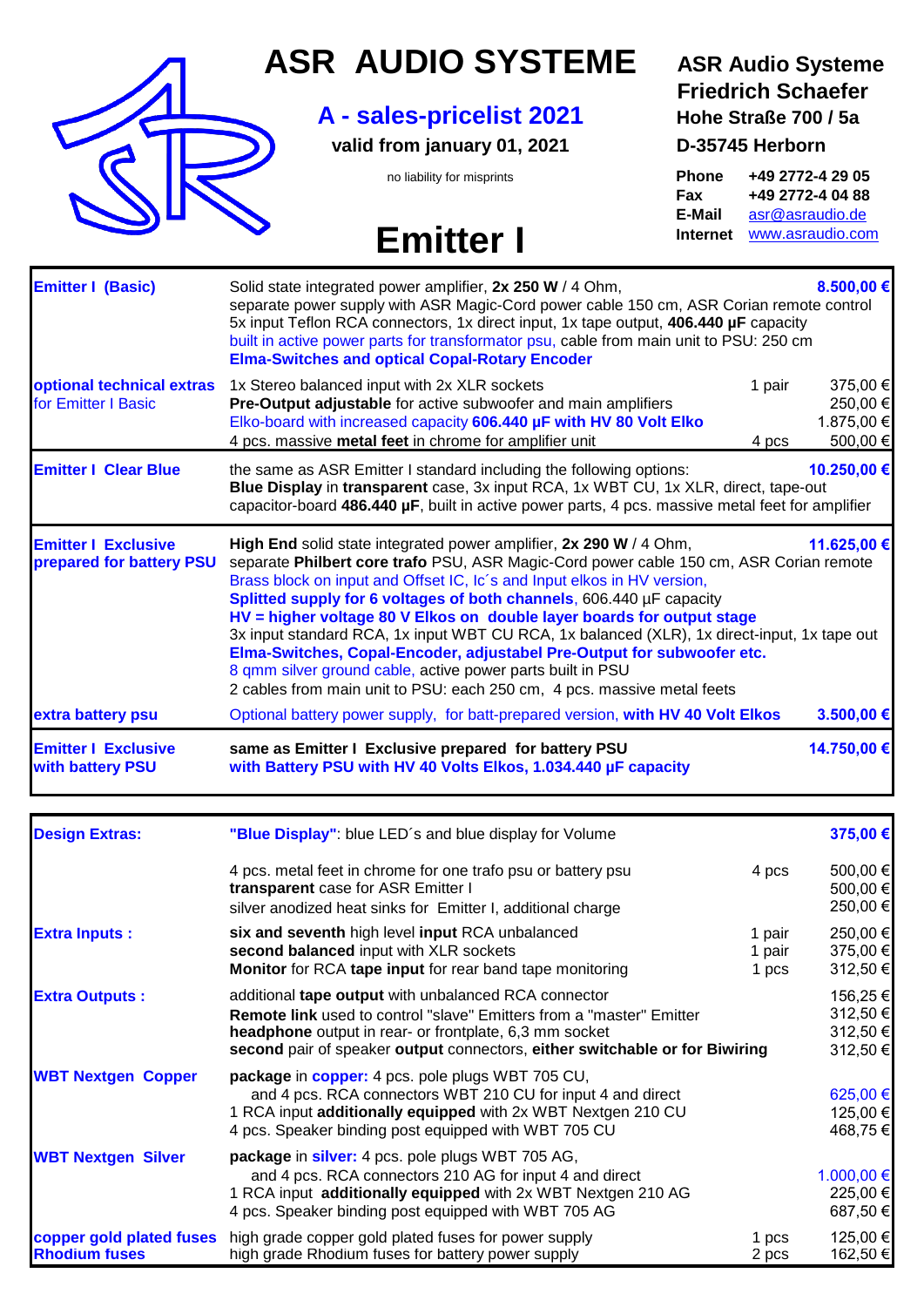# ASR AUDIO SYSTEME

## A - sales-pricelist 2021

**valid from january 01, 2021**

no liability for misprints

# Emitter I

**ASR Audio Systeme**
**Friedrich Schaefer**
**Hohe Straße 700 / 5a**
**D-35745 Herborn**

**Phone** +49 2772-4 29 05
**Fax** +49 2772-4 04 88
**E-Mail** asr@asraudio.de
**Internet** www.asraudio.com

| | | | |
|---|---|---|---|
| **Emitter I (Basic)** | Solid state integrated power amplifier, **2x 250 W** / 4 Ohm, separate power supply with ASR Magic-Cord power cable 150 cm, ASR Corian remote control 5x input Teflon RCA connectors, 1x direct input, 1x tape output, **406.440 µF** capacity built in active power parts for transformator psu, cable from main unit to PSU: 250 cm **Elma-Switches and optical Copal-Rotary Encoder** | | **8.500,00 €** |
| **optional technical extras** for Emitter I Basic | 1x Stereo balanced input with 2x XLR sockets | 1 pair | 375,00 € |
| | **Pre-Output adjustable** for active subwoofer and main amplifiers | | 250,00 € |
| | Elko-board with increased capacity **606.440 µF with HV 80 Volt Elko** | | 1.875,00 € |
| | 4 pcs. massive **metal feet** in chrome for amplifier unit | 4 pcs | 500,00 € |
| **Emitter I Clear Blue** | the same as ASR Emitter I standard including the following options: **Blue Display** in **transparent** case, 3x input RCA, 1x WBT CU, 1x XLR, direct, tape-out capacitor-board **486.440 µF**, built in active power parts, 4 pcs. massive metal feet for amplifier | | **10.250,00 €** |
| **Emitter I Exclusive prepared for battery PSU** | **High End** solid state integrated power amplifier, **2x 290 W** / 4 Ohm, separate **Philbert core trafo** PSU, ASR Magic-Cord power cable 150 cm, ASR Corian remote Brass block on input and Offset IC, Ic´s and Input elkos in HV version, **Splitted supply for 6 voltages of both channels**, 606.440 µF capacity **HV = higher voltage 80 V Elkos on double layer boards for output stage** 3x input standard RCA, 1x input WBT CU RCA, 1x balanced (XLR), 1x direct-input, 1x tape out **Elma-Switches, Copal-Encoder, adjustabel Pre-Output for subwoofer etc.** 8 qmm silver ground cable, active power parts built in PSU 2 cables from main unit to PSU: each 250 cm, 4 pcs. massive metal feets | | **11.625,00 €** |
| **extra battery psu** | Optional battery power supply, for batt-prepared version, **with HV 40 Volt Elkos** | | **3.500,00 €** |
| **Emitter I Exclusive with battery PSU** | **same as Emitter I Exclusive prepared for battery PSU** **with Battery PSU with HV 40 Volts Elkos, 1.034.440 µF capacity** | | **14.750,00 €** |

| | | | |
|---|---|---|---|
| **Design Extras:** | **"Blue Display"**: blue LED´s and blue display for Volume | | **375,00 €** |
| | 4 pcs. metal feet in chrome for one trafo psu or battery psu | 4 pcs | 500,00 € |
| | **transparent** case for ASR Emitter I | | 500,00 € |
| | silver anodized heat sinks for Emitter I, additional charge | | 250,00 € |
| **Extra Inputs :** | **six and seventh** high level **input** RCA unbalanced | 1 pair | 250,00 € |
| | **second balanced** input with XLR sockets | 1 pair | 375,00 € |
| | **Monitor** for RCA **tape input** for rear band tape monitoring | 1 pcs | 312,50 € |
| **Extra Outputs :** | additional **tape output** with unbalanced RCA connector | | 156,25 € |
| | **Remote link** used to control "slave" Emitters from a "master" Emitter | | 312,50 € |
| | **headphone** output in rear- or frontplate, 6,3 mm socket | | 312,50 € |
| | **second** pair of speaker **output** connectors, **either switchable or for Biwiring** | | 312,50 € |
| **WBT Nextgen Copper** | **package** in **copper:** 4 pcs. pole plugs WBT 705 CU, and 4 pcs. RCA connectors WBT 210 CU for input 4 and direct | | 625,00 € |
| | 1 RCA input **additionally equipped** with 2x WBT Nextgen 210 CU | | 125,00 € |
| | 4 pcs. Speaker binding post equipped with WBT 705 CU | | 468,75 € |
| **WBT Nextgen Silver** | **package** in **silver:** 4 pcs. pole plugs WBT 705 AG, and 4 pcs. RCA connectors 210 AG for input 4 and direct | | 1.000,00 € |
| | 1 RCA input **additionally equipped** with 2x WBT Nextgen 210 AG | | 225,00 € |
| | 4 pcs. Speaker binding post equipped with WBT 705 AG | | 687,50 € |
| **copper gold plated fuses** | high grade copper gold plated fuses for power supply | 1 pcs | 125,00 € |
| **Rhodium fuses** | high grade Rhodium fuses for battery power supply | 2 pcs | 162,50 € |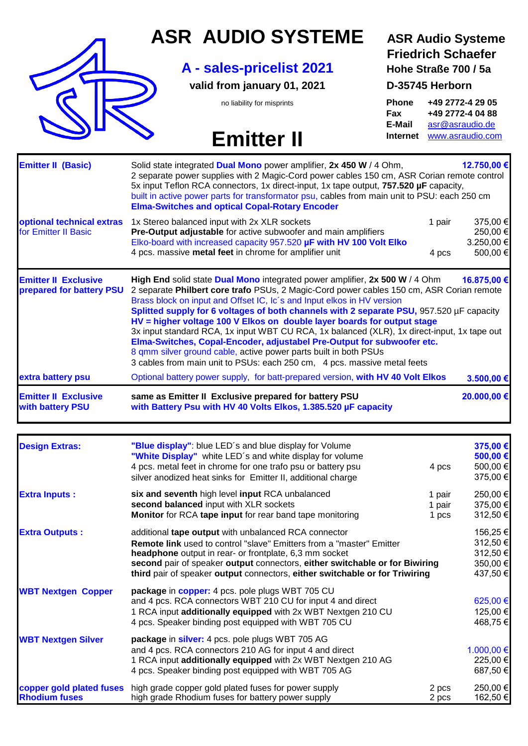# ASR AUDIO SYSTEME

## A - sales-pricelist 2021

**valid from january 01, 2021**

no liability for misprints

# Emitter II

**ASR Audio Systeme**
**Friedrich Schaefer**
**Hohe Straße 700 / 5a**
**D-35745 Herborn**

| | |
|---|---|
| **Phone** | **+49 2772-4 29 05** |
| **Fax** | **+49 2772-4 04 88** |
| **E-Mail** | asr@asraudio.de |
| **Internet** | www.asraudio.com |

| Item | Description | Qty | Price |
|---|---|---|---|
| **Emitter II (Basic)** | Solid state integrated **Dual Mono** power amplifier, **2x 450 W** / 4 Ohm, 2 separate power supplies with 2 Magic-Cord power cables 150 cm, ASR Corian remote control 5x input Teflon RCA connectors, 1x direct-input, 1x tape output, **757.520 µF** capacity, built in active power parts for transformator psu, cables from main unit to PSU: each 250 cm **Elma-Switches and optical Copal-Rotary Encoder** | | **12.750,00 €** |
| **optional technical extras** for Emitter II Basic | 1x Stereo balanced input with 2x XLR sockets | 1 pair | 375,00 € |
| | **Pre-Output adjustable** for active subwoofer and main amplifiers | | 250,00 € |
| | Elko-board with increased capacity 957.520 **µF with HV 100 Volt Elko** | | 3.250,00 € |
| | 4 pcs. massive **metal feet** in chrome for amplifier unit | 4 pcs | 500,00 € |
| **Emitter II Exclusive prepared for battery PSU** | **High End** solid state **Dual Mono** integrated power amplifier, **2x 500 W** / 4 Ohm 2 separate **Philbert core trafo** PSUs, 2 Magic-Cord power cables 150 cm, ASR Corian remote Brass block on input and Offset IC, Ic´s and Input elkos in HV version **Splitted supply for 6 voltages of both channels with 2 separate PSU,** 957.520 µF capacity **HV = higher voltage 100 V Elkos on double layer boards for output stage** 3x input standard RCA, 1x input WBT CU RCA, 1x balanced (XLR), 1x direct-input, 1x tape out **Elma-Switches, Copal-Encoder, adjustabel Pre-Output for subwoofer etc.** 8 qmm silver ground cable, active power parts built in both PSUs 3 cables from main unit to PSUs: each 250 cm, 4 pcs. massive metal feets | | **16.875,00 €** |
| **extra battery psu** | Optional battery power supply, for batt-prepared version, **with HV 40 Volt Elkos** | | **3.500,00 €** |
| **Emitter II Exclusive with battery PSU** | **same as Emitter II Exclusive prepared for battery PSU** **with Battery Psu with HV 40 Volts Elkos, 1.385.520 µF capacity** | | **20.000,00 €** |

| Item | Description | Qty | Price |
|---|---|---|---|
| **Design Extras:** | **"Blue display"**: blue LED´s and blue display for Volume | | **375,00 €** |
| | **"White Display"** white LED´s and white display for volume | | **500,00 €** |
| | 4 pcs. metal feet in chrome for one trafo psu or battery psu | 4 pcs | 500,00 € |
| | silver anodized heat sinks for Emitter II, additional charge | | 375,00 € |
| **Extra Inputs :** | **six and seventh** high level **input** RCA unbalanced | 1 pair | 250,00 € |
| | **second balanced** input with XLR sockets | 1 pair | 375,00 € |
| | **Monitor** for RCA **tape input** for rear band tape monitoring | 1 pcs | 312,50 € |
| **Extra Outputs :** | additional **tape output** with unbalanced RCA connector | | 156,25 € |
| | **Remote link** used to control "slave" Emitters from a "master" Emitter | | 312,50 € |
| | **headphone** output in rear- or frontplate, 6,3 mm socket | | 312,50 € |
| | **second** pair of speaker **output** connectors, **either switchable or for Biwiring** | | 350,00 € |
| | **third** pair of speaker **output** connectors, **either switchable or for Triwiring** | | 437,50 € |
| **WBT Nextgen Copper** | **package** in **copper:** 4 pcs. pole plugs WBT 705 CU and 4 pcs. RCA connectors WBT 210 CU for input 4 and direct | | 625,00 € |
| | 1 RCA input **additionally equipped** with 2x WBT Nextgen 210 CU | | 125,00 € |
| | 4 pcs. Speaker binding post equipped with WBT 705 CU | | 468,75 € |
| **WBT Nextgen Silver** | **package** in **silver:** 4 pcs. pole plugs WBT 705 AG and 4 pcs. RCA connectors 210 AG for input 4 and direct | | 1.000,00 € |
| | 1 RCA input **additionally equipped** with 2x WBT Nextgen 210 AG | | 225,00 € |
| | 4 pcs. Speaker binding post equipped with WBT 705 AG | | 687,50 € |
| **copper gold plated fuses** | high grade copper gold plated fuses for power supply | 2 pcs | 250,00 € |
| **Rhodium fuses** | high grade Rhodium fuses for battery power supply | 2 pcs | 162,50 € |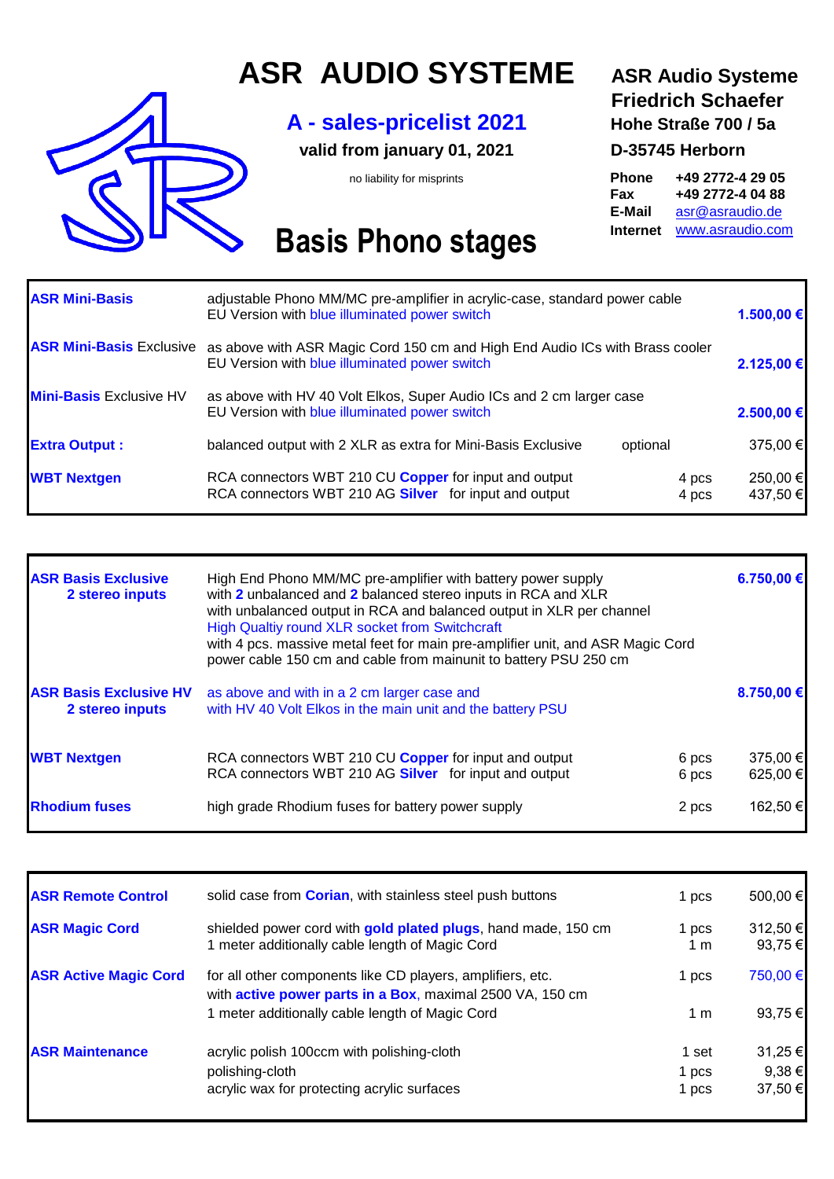# ASR AUDIO SYSTEME

## A - sales-pricelist 2021

**valid from january 01, 2021**

no liability for misprints

# Basis Phono stages

**ASR Audio Systeme**
**Friedrich Schaefer**
**Hohe Straße 700 / 5a**
**D-35745 Herborn**

**Phone** +49 2772-4 29 05
**Fax** +49 2772-4 04 88
**E-Mail** asr@asraudio.de
**Internet** www.asraudio.com

| | | | |
|---|---|---|---|
| **ASR Mini-Basis** | adjustable Phono MM/MC pre-amplifier in acrylic-case, standard power cable<br>EU Version with blue illuminated power switch | | **1.500,00 €** |
| **ASR Mini-Basis** Exclusive | as above with ASR Magic Cord 150 cm and High End Audio ICs with Brass cooler<br>EU Version with blue illuminated power switch | | **2.125,00 €** |
| **Mini-Basis** Exclusive HV | as above with HV 40 Volt Elkos, Super Audio ICs and 2 cm larger case<br>EU Version with blue illuminated power switch | | **2.500,00 €** |
| **Extra Output :** | balanced output with 2 XLR as extra for Mini-Basis Exclusive | optional | 375,00 € |
| **WBT Nextgen** | RCA connectors WBT 210 CU **Copper** for input and output<br>RCA connectors WBT 210 AG **Silver** for input and output | 4 pcs<br>4 pcs | 250,00 €<br>437,50 € |

| | | | |
|---|---|---|---|
| **ASR Basis Exclusive**<br>**2 stereo inputs** | High End Phono MM/MC pre-amplifier with battery power supply<br>with **2** unbalanced and **2** balanced stereo inputs in RCA and XLR<br>with unbalanced output in RCA and balanced output in XLR per channel<br>High Qualtiy round XLR socket from Switchcraft<br>with 4 pcs. massive metal feet for main pre-amplifier unit, and ASR Magic Cord<br>power cable 150 cm and cable from mainunit to battery PSU 250 cm | | **6.750,00 €** |
| **ASR Basis Exclusive HV**<br>**2 stereo inputs** | as above and with in a 2 cm larger case and<br>with HV 40 Volt Elkos in the main unit and the battery PSU | | **8.750,00 €** |
| **WBT Nextgen** | RCA connectors WBT 210 CU **Copper** for input and output<br>RCA connectors WBT 210 AG **Silver** for input and output | 6 pcs<br>6 pcs | 375,00 €<br>625,00 € |
| **Rhodium fuses** | high grade Rhodium fuses for battery power supply | 2 pcs | 162,50 € |

| | | | |
|---|---|---|---|
| **ASR Remote Control** | solid case from **Corian**, with stainless steel push buttons | 1 pcs | 500,00 € |
| **ASR Magic Cord** | shielded power cord with **gold plated plugs**, hand made, 150 cm<br>1 meter additionally cable length of Magic Cord | 1 pcs<br>1 m | 312,50 €<br>93,75 € |
| **ASR Active Magic Cord** | for all other components like CD players, amplifiers, etc.<br>with **active power parts in a Box**, maximal 2500 VA, 150 cm<br>1 meter additionally cable length of Magic Cord | 1 pcs<br><br>1 m | 750,00 €<br><br>93,75 € |
| **ASR Maintenance** | acrylic polish 100ccm with polishing-cloth<br>polishing-cloth<br>acrylic wax for protecting acrylic surfaces | 1 set<br>1 pcs<br>1 pcs | 31,25 €<br>9,38 €<br>37,50 € |